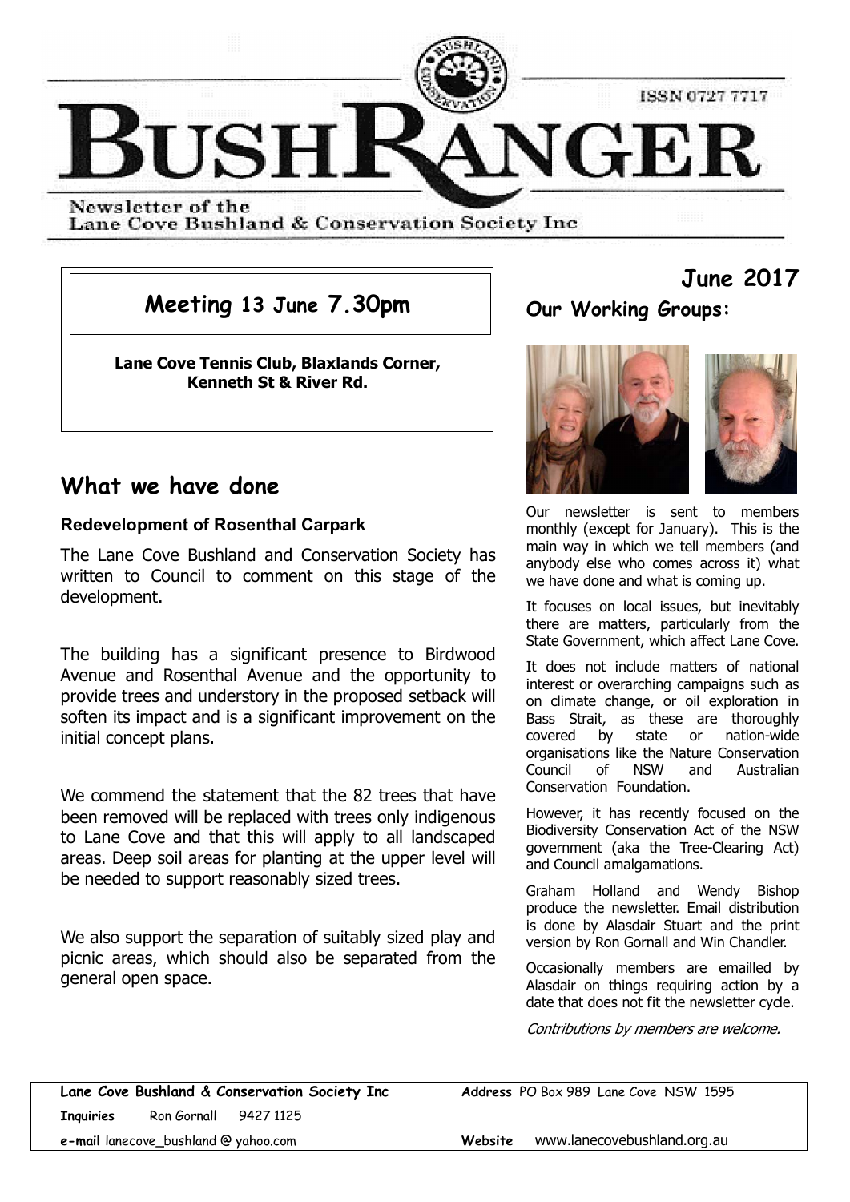# BUSHRANGER

ISSN 0727 7717

Newsletter of the Lane Cove Bushland & Conservation Society Inc

## June 2017

### Meeting 13 June 7.30pm

**Lane Cove Tennis Club, Blaxlands Corner, Kenneth St & River Rd.**

## What we have done

### Redevelopment of Rosenthal Carpark

The Lane Cove Bushland and Conservation Society has written to Council to comment on this stage of the development.

The building has a significant presence to Birdwood Avenue and Rosenthal Avenue and the opportunity to provide trees and understory in the proposed setback will soften its impact and is a significant improvement on the initial concept plans.

We commend the statement that the 82 trees that have been removed will be replaced with trees only indigenous to Lane Cove and that this will apply to all landscaped areas. Deep soil areas for planting at the upper level will be needed to support reasonably sized trees.

We also support the separation of suitably sized play and picnic areas, which should also be separated from the general open space.

## Our Working Groups:

Our newsletter is sent to members monthly (except for January). This is the main way in which we tell members (and anybody else who comes across it) what we have done and what is coming up.

It focuses on local issues, but inevitably there are matters, particularly from the State Government, which affect Lane Cove.

It does not include matters of national interest or overarching campaigns such as on climate change, or oil exploration in Bass Strait, as these are thoroughly covered by state or nation-wide organisations like the Nature Conservation Council of NSW and Australian Conservation Foundation.

However, it has recently focused on the Biodiversity Conservation Act of the NSW government (aka the Tree-Clearing Act) and Council amalgamations.

Graham Holland and Wendy Bishop produce the newsletter. Email distribution is done by Alasdair Stuart and the print version by Ron Gornall and Win Chandler.

Occasionally members are emailled by Alasdair on things requiring action by a date that does not fit the newsletter cycle.

*Contributions by members are welcome.*

---

**Lane Cove Bushland & Conservation Society Inc** | **Address** PO Box 989 Lane Cove NSW 1595

**Inquiries** Ron Gornall 9427 1125

**e-mail** lanecove_bushland @ yahoo.com | **Website** www.lanecovebushland.org.au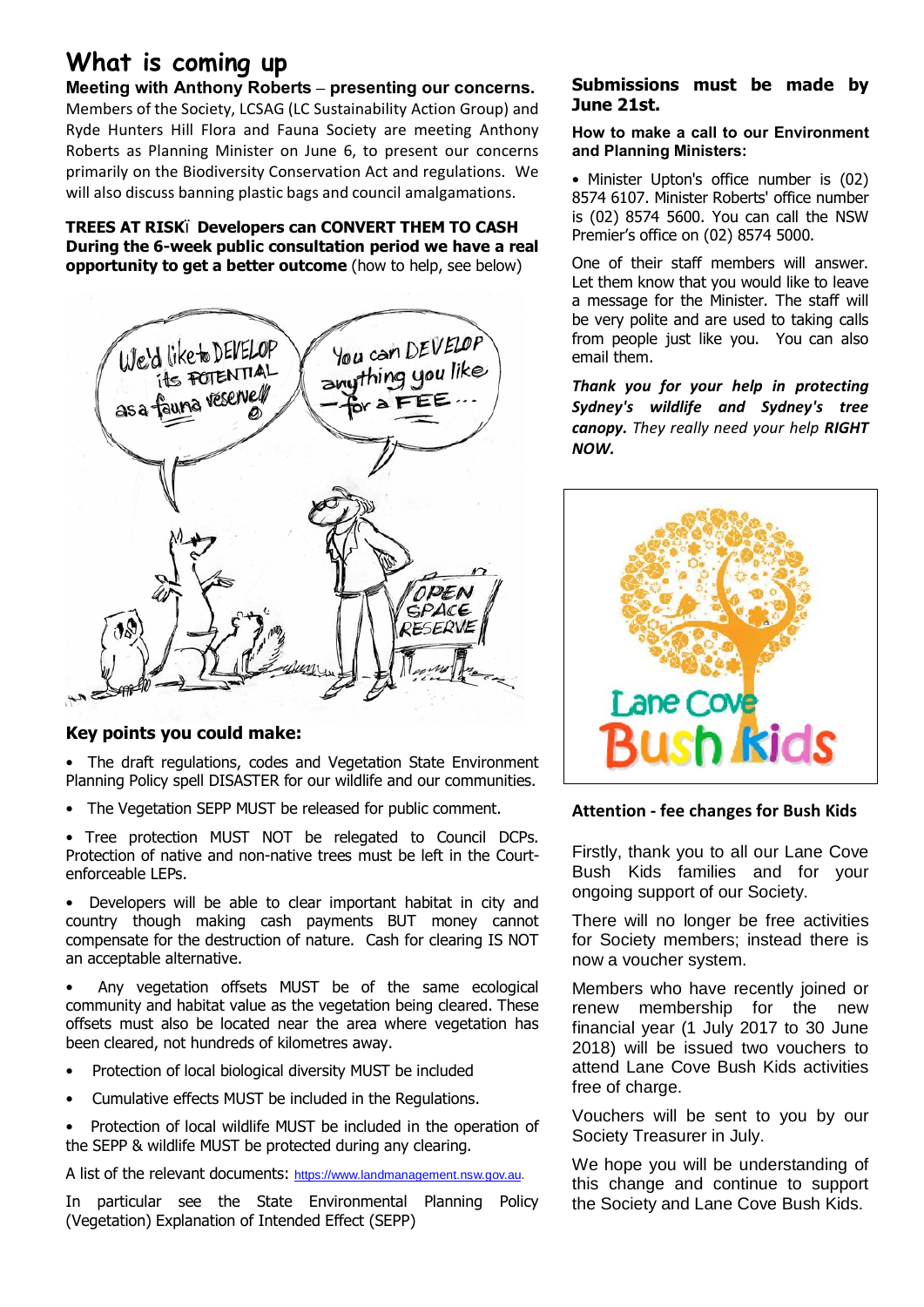# What is coming up

**Meeting with Anthony Roberts – presenting our concerns.**
Members of the Society, LCSAG (LC Sustainability Action Group) and Ryde Hunters Hill Flora and Fauna Society are meeting Anthony Roberts as Planning Minister on June 6, to present our concerns primarily on the Biodiversity Conservation Act and regulations. We will also discuss banning plastic bags and council amalgamations.

**TREES AT RISKÏ Developers can CONVERT THEM TO CASH**
**During the 6-week public consultation period we have a real opportunity to get a better outcome** (how to help, see below)

### Key points you could make:

- The draft regulations, codes and Vegetation State Environment Planning Policy spell DISASTER for our wildlife and our communities.
- The Vegetation SEPP MUST be released for public comment.
- Tree protection MUST NOT be relegated to Council DCPs. Protection of native and non-native trees must be left in the Court-enforceable LEPs.
- Developers will be able to clear important habitat in city and country though making cash payments BUT money cannot compensate for the destruction of nature. Cash for clearing IS NOT an acceptable alternative.
- Any vegetation offsets MUST be of the same ecological community and habitat value as the vegetation being cleared. These offsets must also be located near the area where vegetation has been cleared, not hundreds of kilometres away.
- Protection of local biological diversity MUST be included
- Cumulative effects MUST be included in the Regulations.
- Protection of local wildlife MUST be included in the operation of the SEPP & wildlife MUST be protected during any clearing.

A list of the relevant documents: https://www.landmanagement.nsw.gov.au.

In particular see the State Environmental Planning Policy (Vegetation) Explanation of Intended Effect (SEPP)

**Submissions must be made by June 21st.**

**How to make a call to our Environment and Planning Ministers:**

• Minister Upton's office number is (02) 8574 6107. Minister Roberts' office number is (02) 8574 5600. You can call the NSW Premier's office on (02) 8574 5000.

One of their staff members will answer. Let them know that you would like to leave a message for the Minister. The staff will be very polite and are used to taking calls from people just like you. You can also email them.

***Thank you for your help in protecting Sydney's wildlife and Sydney's tree canopy.*** *They really need your help* ***RIGHT NOW.***

**Attention - fee changes for Bush Kids**

Firstly, thank you to all our Lane Cove Bush Kids families and for your ongoing support of our Society.

There will no longer be free activities for Society members; instead there is now a voucher system.

Members who have recently joined or renew membership for the new financial year (1 July 2017 to 30 June 2018) will be issued two vouchers to attend Lane Cove Bush Kids activities free of charge.

Vouchers will be sent to you by our Society Treasurer in July.

We hope you will be understanding of this change and continue to support the Society and Lane Cove Bush Kids.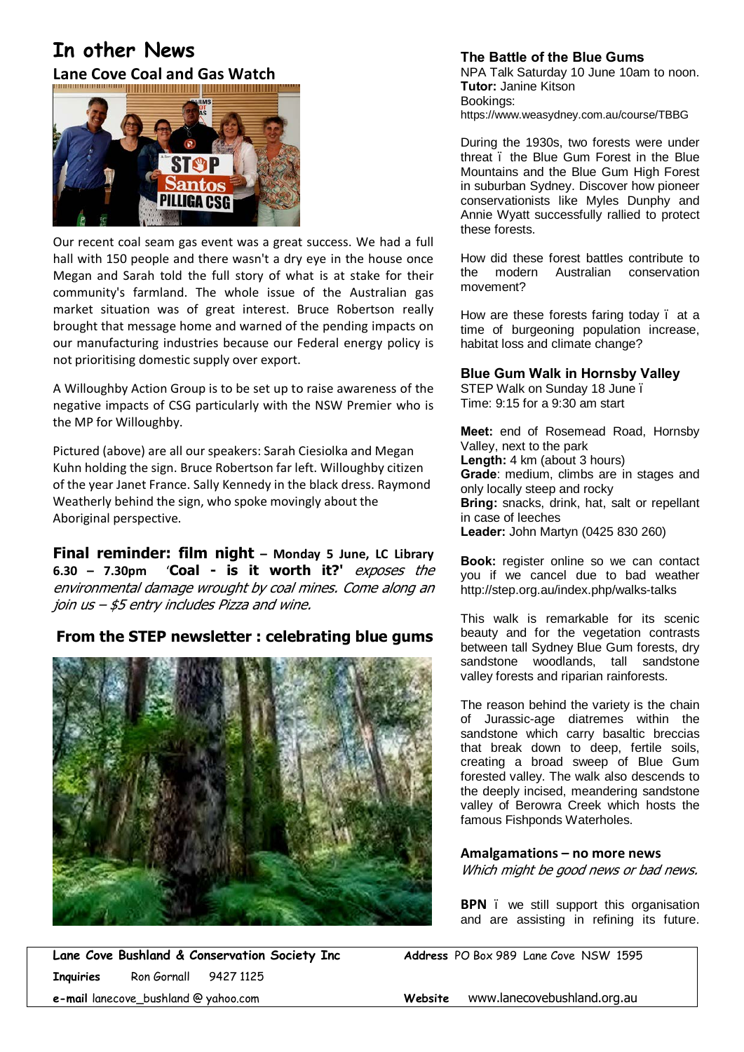# In other News

## Lane Cove Coal and Gas Watch

Our recent coal seam gas event was a great success. We had a full hall with 150 people and there wasn't a dry eye in the house once Megan and Sarah told the full story of what is at stake for their community's farmland. The whole issue of the Australian gas market situation was of great interest. Bruce Robertson really brought that message home and warned of the pending impacts on our manufacturing industries because our Federal energy policy is not prioritising domestic supply over export.

A Willoughby Action Group is to be set up to raise awareness of the negative impacts of CSG particularly with the NSW Premier who is the MP for Willoughby.

Pictured (above) are all our speakers: Sarah Ciesiolka and Megan Kuhn holding the sign. Bruce Robertson far left. Willoughby citizen of the year Janet France. Sally Kennedy in the black dress. Raymond Weatherly behind the sign, who spoke movingly about the Aboriginal perspective.

**Final reminder: film night** – **Monday 5 June, LC Library 6.30 – 7.30pm** '**Coal - is it worth it?'** *exposes the environmental damage wrought by coal mines. Come along an join us – $5 entry includes Pizza and wine.*

## From the STEP newsletter : celebrating blue gums

### The Battle of the Blue Gums

NPA Talk Saturday 10 June 10am to noon.
**Tutor:** Janine Kitson
Bookings:
https://www.weasydney.com.au/course/TBBG

During the 1930s, two forests were under threat ï the Blue Gum Forest in the Blue Mountains and the Blue Gum High Forest in suburban Sydney. Discover how pioneer conservationists like Myles Dunphy and Annie Wyatt successfully rallied to protect these forests.

How did these forest battles contribute to the modern Australian conservation movement?

How are these forests faring today ï at a time of burgeoning population increase, habitat loss and climate change?

### Blue Gum Walk in Hornsby Valley

STEP Walk on Sunday 18 June ï
Time: 9:15 for a 9:30 am start

**Meet:** end of Rosemead Road, Hornsby Valley, next to the park
**Length:** 4 km (about 3 hours)
**Grade**: medium, climbs are in stages and only locally steep and rocky
**Bring:** snacks, drink, hat, salt or repellant in case of leeches
**Leader:** John Martyn (0425 830 260)

**Book:** register online so we can contact you if we cancel due to bad weather http://step.org.au/index.php/walks-talks

This walk is remarkable for its scenic beauty and for the vegetation contrasts between tall Sydney Blue Gum forests, dry sandstone woodlands, tall sandstone valley forests and riparian rainforests.

The reason behind the variety is the chain of Jurassic-age diatremes within the sandstone which carry basaltic breccias that break down to deep, fertile soils, creating a broad sweep of Blue Gum forested valley. The walk also descends to the deeply incised, meandering sandstone valley of Berowra Creek which hosts the famous Fishponds Waterholes.

### Amalgamations – no more news

*Which might be good news or bad news.*

**BPN** ï we still support this organisation and are assisting in refining its future.

---

**Lane Cove Bushland & Conservation Society Inc**
**Address** PO Box 989 Lane Cove NSW 1595
**Inquiries** Ron Gornall 9427 1125
**e-mail** lanecove_bushland @ yahoo.com
**Website** www.lanecovebushland.org.au